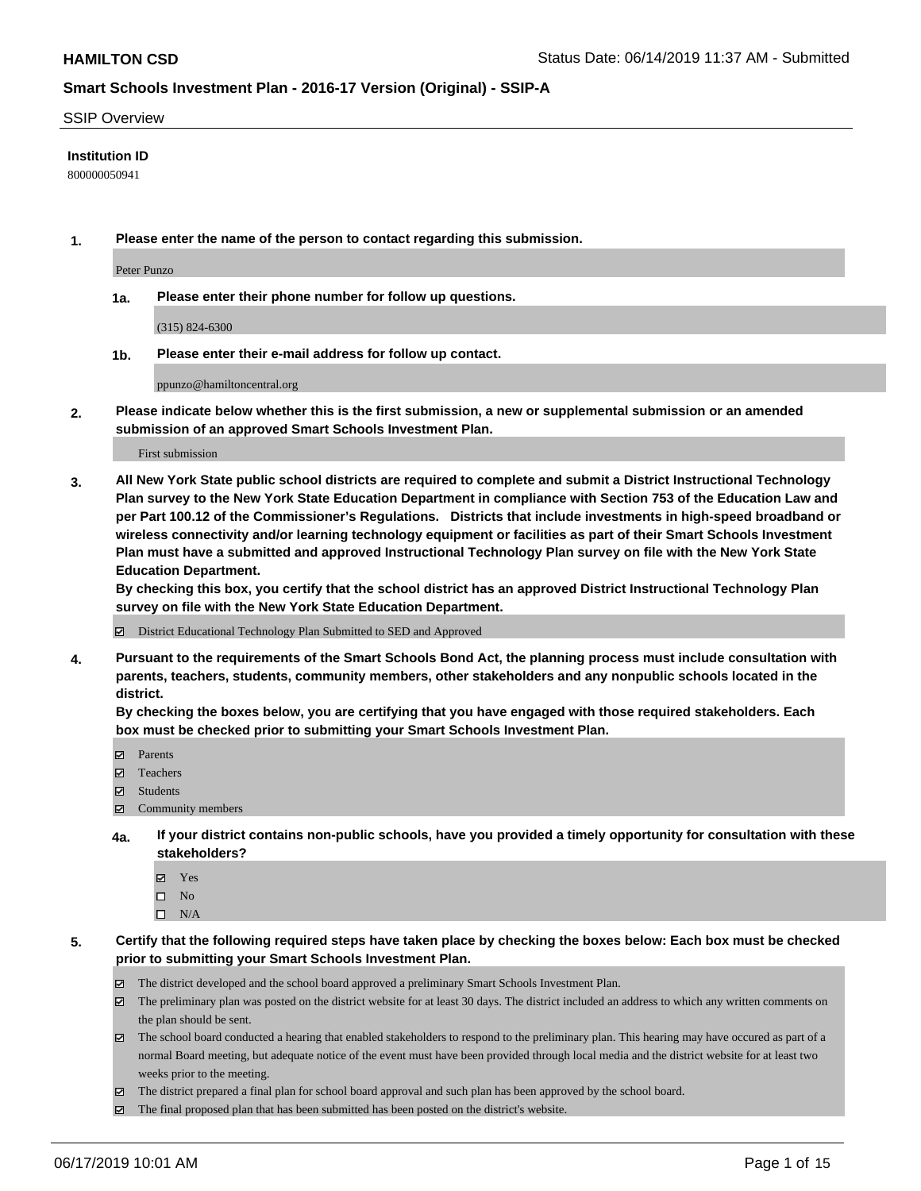## SSIP Overview

**Institution ID**

800000050941

**1. Please enter the name of the person to contact regarding this submission.**

Peter Punzo

**1a. Please enter their phone number for follow up questions.**

(315) 824-6300

**1b. Please enter their e-mail address for follow up contact.**

ppunzo@hamiltoncentral.org

**2. Please indicate below whether this is the first submission, a new or supplemental submission or an amended submission of an approved Smart Schools Investment Plan.**

First submission

**3. All New York State public school districts are required to complete and submit a District Instructional Technology Plan survey to the New York State Education Department in compliance with Section 753 of the Education Law and per Part 100.12 of the Commissioner's Regulations. Districts that include investments in high-speed broadband or wireless connectivity and/or learning technology equipment or facilities as part of their Smart Schools Investment Plan must have a submitted and approved Instructional Technology Plan survey on file with the New York State Education Department.**
**By checking this box, you certify that the school district has an approved District Instructional Technology Plan survey on file with the New York State Education Department.**

- [x] District Educational Technology Plan Submitted to SED and Approved

**4. Pursuant to the requirements of the Smart Schools Bond Act, the planning process must include consultation with parents, teachers, students, community members, other stakeholders and any nonpublic schools located in the district.**
**By checking the boxes below, you are certifying that you have engaged with those required stakeholders. Each box must be checked prior to submitting your Smart Schools Investment Plan.**

- [x] Parents
- [x] Teachers
- [x] Students
- [x] Community members

**4a. If your district contains non-public schools, have you provided a timely opportunity for consultation with these stakeholders?**

- [x] Yes
- [ ] No
- [ ] N/A

**5. Certify that the following required steps have taken place by checking the boxes below: Each box must be checked prior to submitting your Smart Schools Investment Plan.**

- [x] The district developed and the school board approved a preliminary Smart Schools Investment Plan.
- [x] The preliminary plan was posted on the district website for at least 30 days. The district included an address to which any written comments on the plan should be sent.
- [x] The school board conducted a hearing that enabled stakeholders to respond to the preliminary plan. This hearing may have occured as part of a normal Board meeting, but adequate notice of the event must have been provided through local media and the district website for at least two weeks prior to the meeting.
- [x] The district prepared a final plan for school board approval and such plan has been approved by the school board.
- [x] The final proposed plan that has been submitted has been posted on the district's website.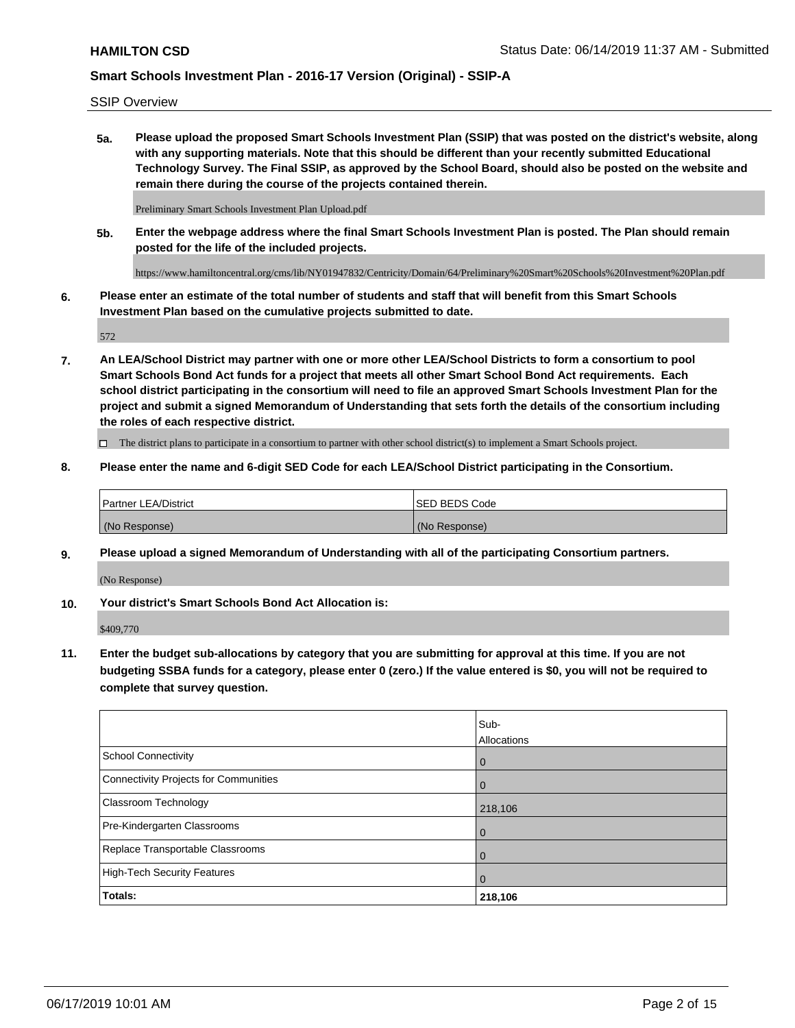SSIP Overview

**5a. Please upload the proposed Smart Schools Investment Plan (SSIP) that was posted on the district's website, along with any supporting materials. Note that this should be different than your recently submitted Educational Technology Survey. The Final SSIP, as approved by the School Board, should also be posted on the website and remain there during the course of the projects contained therein.**

Preliminary Smart Schools Investment Plan Upload.pdf

**5b. Enter the webpage address where the final Smart Schools Investment Plan is posted. The Plan should remain posted for the life of the included projects.**

https://www.hamiltoncentral.org/cms/lib/NY01947832/Centricity/Domain/64/Preliminary%20Smart%20Schools%20Investment%20Plan.pdf

**6. Please enter an estimate of the total number of students and staff that will benefit from this Smart Schools Investment Plan based on the cumulative projects submitted to date.**

572

**7. An LEA/School District may partner with one or more other LEA/School Districts to form a consortium to pool Smart Schools Bond Act funds for a project that meets all other Smart School Bond Act requirements. Each school district participating in the consortium will need to file an approved Smart Schools Investment Plan for the project and submit a signed Memorandum of Understanding that sets forth the details of the consortium including the roles of each respective district.**

☐ The district plans to participate in a consortium to partner with other school district(s) to implement a Smart Schools project.

**8. Please enter the name and 6-digit SED Code for each LEA/School District participating in the Consortium.**

| Partner LEA/District | SED BEDS Code |
|---|---|
| (No Response) | (No Response) |

**9. Please upload a signed Memorandum of Understanding with all of the participating Consortium partners.**

(No Response)

**10. Your district's Smart Schools Bond Act Allocation is:**

$409,770

**11. Enter the budget sub-allocations by category that you are submitting for approval at this time. If you are not budgeting SSBA funds for a category, please enter 0 (zero.) If the value entered is $0, you will not be required to complete that survey question.**

| | Sub-Allocations |
|---|---|
| School Connectivity | 0 |
| Connectivity Projects for Communities | 0 |
| Classroom Technology | 218,106 |
| Pre-Kindergarten Classrooms | 0 |
| Replace Transportable Classrooms | 0 |
| High-Tech Security Features | 0 |
| **Totals:** | **218,106** |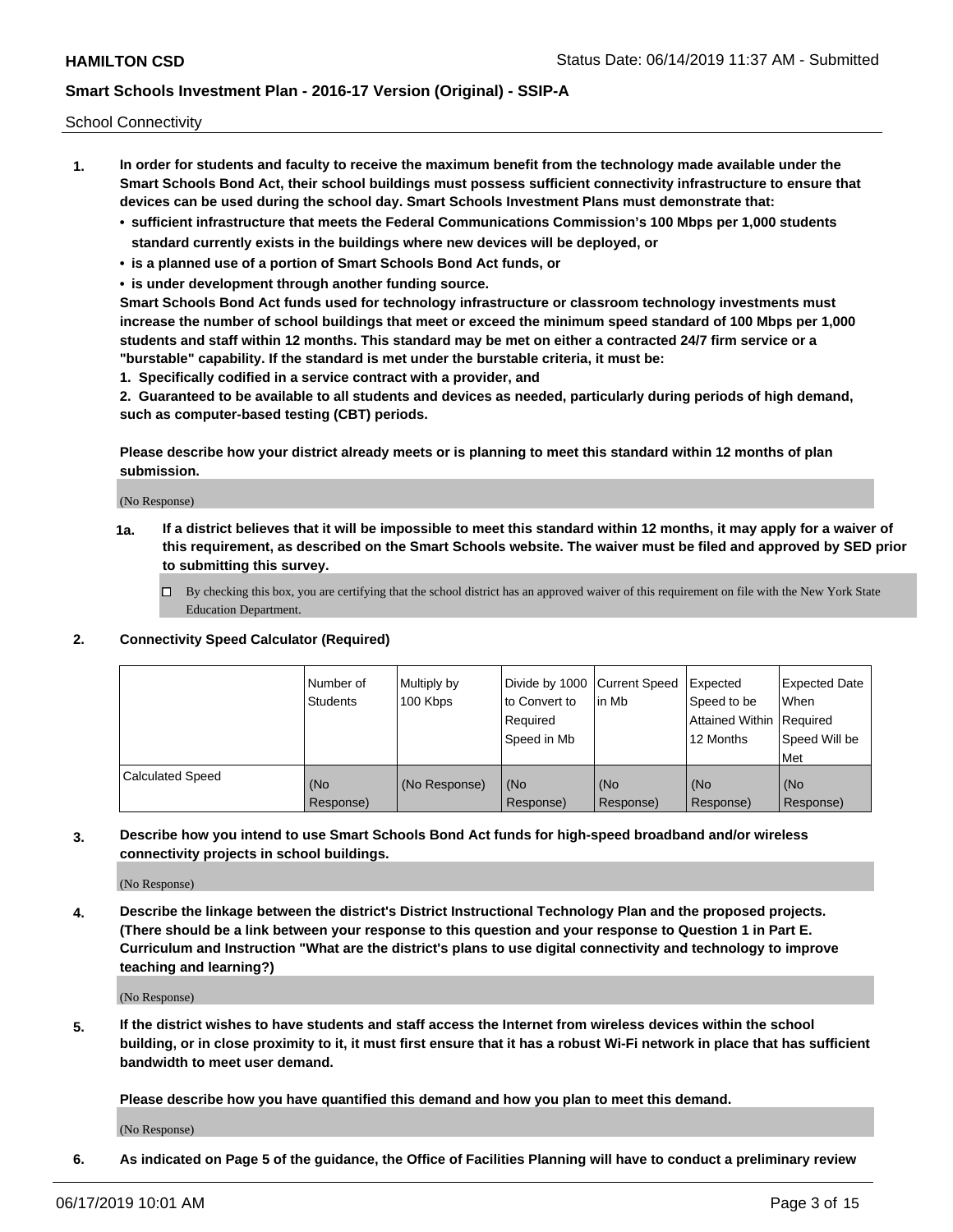School Connectivity

1. **In order for students and faculty to receive the maximum benefit from the technology made available under the Smart Schools Bond Act, their school buildings must possess sufficient connectivity infrastructure to ensure that devices can be used during the school day. Smart Schools Investment Plans must demonstrate that:**
   - **sufficient infrastructure that meets the Federal Communications Commission's 100 Mbps per 1,000 students standard currently exists in the buildings where new devices will be deployed, or**
   - **is a planned use of a portion of Smart Schools Bond Act funds, or**
   - **is under development through another funding source.**

   **Smart Schools Bond Act funds used for technology infrastructure or classroom technology investments must increase the number of school buildings that meet or exceed the minimum speed standard of 100 Mbps per 1,000 students and staff within 12 months. This standard may be met on either a contracted 24/7 firm service or a "burstable" capability. If the standard is met under the burstable criteria, it must be:**

   **1. Specifically codified in a service contract with a provider, and**

   **2. Guaranteed to be available to all students and devices as needed, particularly during periods of high demand, such as computer-based testing (CBT) periods.**

   **Please describe how your district already meets or is planning to meet this standard within 12 months of plan submission.**

   (No Response)

   **1a. If a district believes that it will be impossible to meet this standard within 12 months, it may apply for a waiver of this requirement, as described on the Smart Schools website. The waiver must be filed and approved by SED prior to submitting this survey.**

   ☐ By checking this box, you are certifying that the school district has an approved waiver of this requirement on file with the New York State Education Department.

2. **Connectivity Speed Calculator (Required)**

| | Number of Students | Multiply by 100 Kbps | Divide by 1000 to Convert to Required Speed in Mb | Current Speed in Mb | Expected Speed to be Attained Within 12 Months | Expected Date When Required Speed Will be Met |
|---|---|---|---|---|---|---|
| Calculated Speed | (No Response) | (No Response) | (No Response) | (No Response) | (No Response) | (No Response) |

3. **Describe how you intend to use Smart Schools Bond Act funds for high-speed broadband and/or wireless connectivity projects in school buildings.**

   (No Response)

4. **Describe the linkage between the district's District Instructional Technology Plan and the proposed projects. (There should be a link between your response to this question and your response to Question 1 in Part E. Curriculum and Instruction "What are the district's plans to use digital connectivity and technology to improve teaching and learning?)**

   (No Response)

5. **If the district wishes to have students and staff access the Internet from wireless devices within the school building, or in close proximity to it, it must first ensure that it has a robust Wi-Fi network in place that has sufficient bandwidth to meet user demand.**

   **Please describe how you have quantified this demand and how you plan to meet this demand.**

   (No Response)

6. **As indicated on Page 5 of the guidance, the Office of Facilities Planning will have to conduct a preliminary review**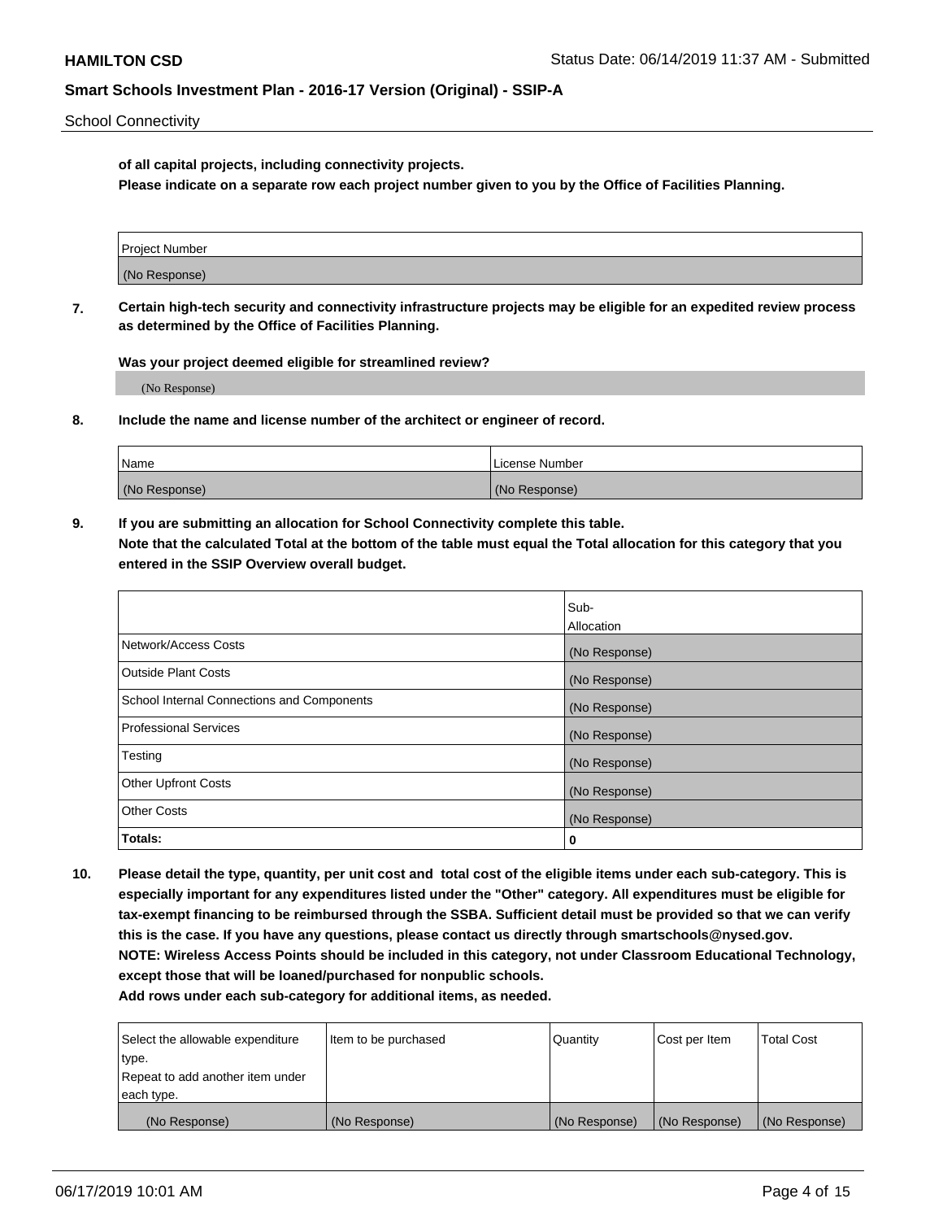of all capital projects, including connectivity projects.

**Please indicate on a separate row each project number given to you by the Office of Facilities Planning.**

| Project Number |
| --- |
| (No Response) |

**7. Certain high-tech security and connectivity infrastructure projects may be eligible for an expedited review process as determined by the Office of Facilities Planning.**

**Was your project deemed eligible for streamlined review?**

(No Response)

**8. Include the name and license number of the architect or engineer of record.**

| Name | License Number |
| --- | --- |
| (No Response) | (No Response) |

**9. If you are submitting an allocation for School Connectivity complete this table. Note that the calculated Total at the bottom of the table must equal the Total allocation for this category that you entered in the SSIP Overview overall budget.**

| | Sub-Allocation |
| --- | --- |
| Network/Access Costs | (No Response) |
| Outside Plant Costs | (No Response) |
| School Internal Connections and Components | (No Response) |
| Professional Services | (No Response) |
| Testing | (No Response) |
| Other Upfront Costs | (No Response) |
| Other Costs | (No Response) |
| **Totals:** | **0** |

**10. Please detail the type, quantity, per unit cost and total cost of the eligible items under each sub-category. This is especially important for any expenditures listed under the "Other" category. All expenditures must be eligible for tax-exempt financing to be reimbursed through the SSBA. Sufficient detail must be provided so that we can verify this is the case. If you have any questions, please contact us directly through smartschools@nysed.gov. NOTE: Wireless Access Points should be included in this category, not under Classroom Educational Technology, except those that will be loaned/purchased for nonpublic schools. Add rows under each sub-category for additional items, as needed.**

| Select the allowable expenditure type. Repeat to add another item under each type. | Item to be purchased | Quantity | Cost per Item | Total Cost |
| --- | --- | --- | --- | --- |
| (No Response) | (No Response) | (No Response) | (No Response) | (No Response) |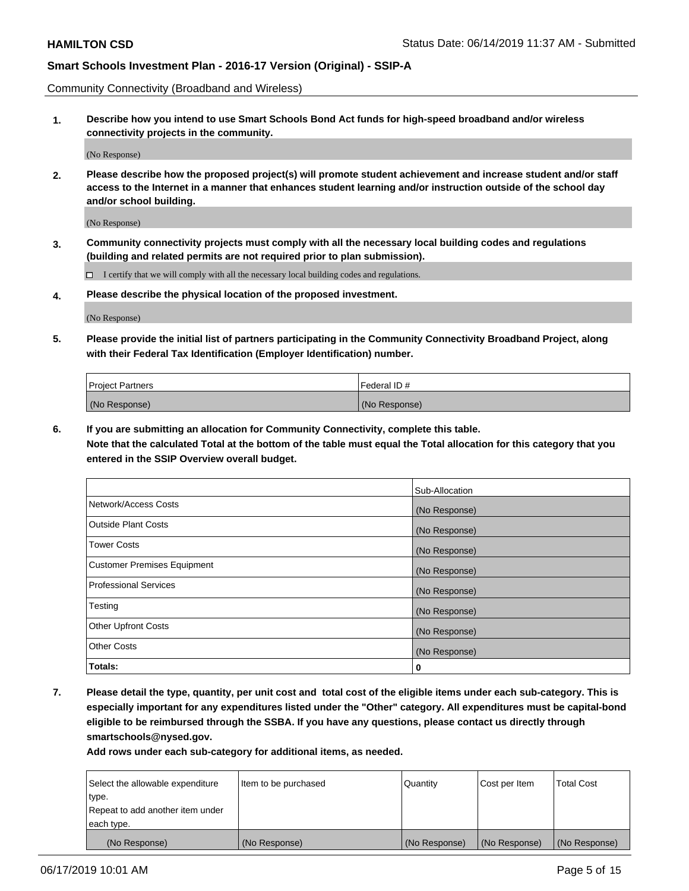Community Connectivity (Broadband and Wireless)

**1. Describe how you intend to use Smart Schools Bond Act funds for high-speed broadband and/or wireless connectivity projects in the community.**

(No Response)

**2. Please describe how the proposed project(s) will promote student achievement and increase student and/or staff access to the Internet in a manner that enhances student learning and/or instruction outside of the school day and/or school building.**

(No Response)

**3. Community connectivity projects must comply with all the necessary local building codes and regulations (building and related permits are not required prior to plan submission).**

☐ I certify that we will comply with all the necessary local building codes and regulations.

**4. Please describe the physical location of the proposed investment.**

(No Response)

**5. Please provide the initial list of partners participating in the Community Connectivity Broadband Project, along with their Federal Tax Identification (Employer Identification) number.**

| Project Partners | Federal ID # |
| --- | --- |
| (No Response) | (No Response) |

**6. If you are submitting an allocation for Community Connectivity, complete this table.**
**Note that the calculated Total at the bottom of the table must equal the Total allocation for this category that you entered in the SSIP Overview overall budget.**

| | Sub-Allocation |
| --- | --- |
| Network/Access Costs | (No Response) |
| Outside Plant Costs | (No Response) |
| Tower Costs | (No Response) |
| Customer Premises Equipment | (No Response) |
| Professional Services | (No Response) |
| Testing | (No Response) |
| Other Upfront Costs | (No Response) |
| Other Costs | (No Response) |
| **Totals:** | **0** |

**7. Please detail the type, quantity, per unit cost and total cost of the eligible items under each sub-category. This is especially important for any expenditures listed under the "Other" category. All expenditures must be capital-bond eligible to be reimbursed through the SSBA. If you have any questions, please contact us directly through smartschools@nysed.gov.**
**Add rows under each sub-category for additional items, as needed.**

| Select the allowable expenditure type. Repeat to add another item under each type. | Item to be purchased | Quantity | Cost per Item | Total Cost |
| --- | --- | --- | --- | --- |
| (No Response) | (No Response) | (No Response) | (No Response) | (No Response) |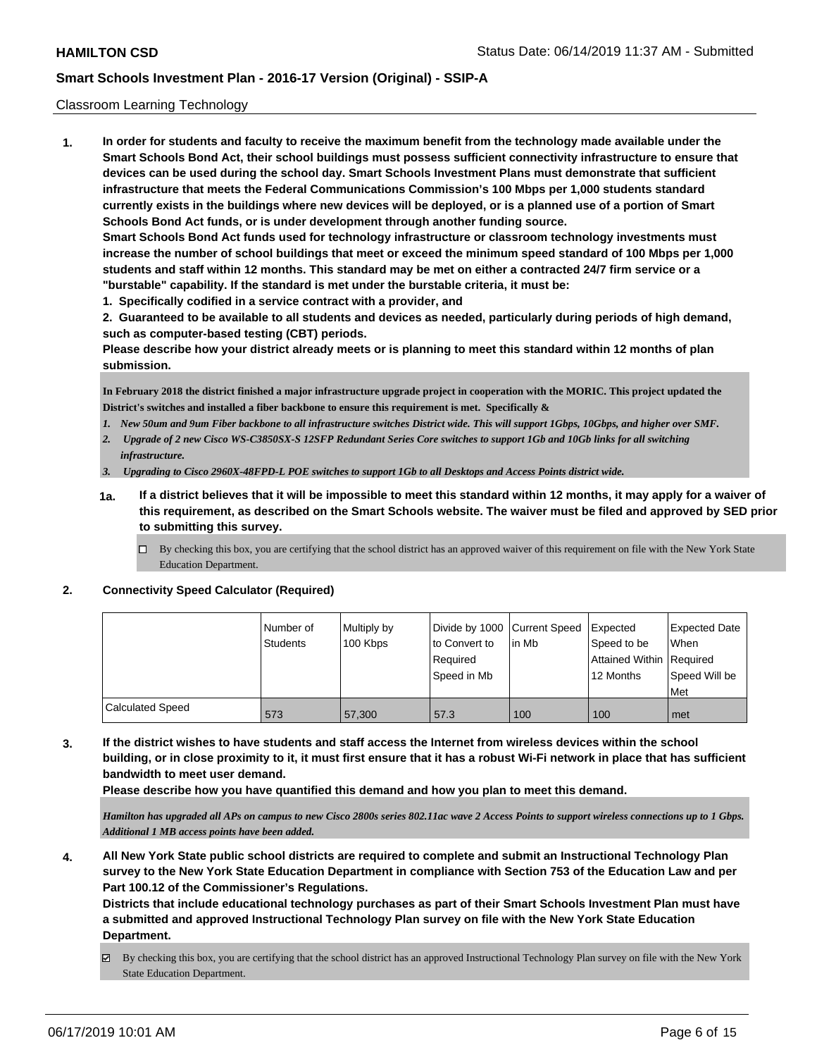Classroom Learning Technology

**1. In order for students and faculty to receive the maximum benefit from the technology made available under the Smart Schools Bond Act, their school buildings must possess sufficient connectivity infrastructure to ensure that devices can be used during the school day. Smart Schools Investment Plans must demonstrate that sufficient infrastructure that meets the Federal Communications Commission's 100 Mbps per 1,000 students standard currently exists in the buildings where new devices will be deployed, or is a planned use of a portion of Smart Schools Bond Act funds, or is under development through another funding source.**

**Smart Schools Bond Act funds used for technology infrastructure or classroom technology investments must increase the number of school buildings that meet or exceed the minimum speed standard of 100 Mbps per 1,000 students and staff within 12 months. This standard may be met on either a contracted 24/7 firm service or a "burstable" capability. If the standard is met under the burstable criteria, it must be:**

**1. Specifically codified in a service contract with a provider, and**

**2. Guaranteed to be available to all students and devices as needed, particularly during periods of high demand, such as computer-based testing (CBT) periods.**

**Please describe how your district already meets or is planning to meet this standard within 12 months of plan submission.**

**In February 2018 the district finished a major infrastructure upgrade project in cooperation with the MORIC. This project updated the District's switches and installed a fiber backbone to ensure this requirement is met. Specifically &**

1. ***New 50um and 9um Fiber backbone to all infrastructure switches District wide. This will support 1Gbps, 10Gbps, and higher over SMF.***
2. ***Upgrade of 2 new Cisco WS-C3850SX-S 12SFP Redundant Series Core switches to support 1Gb and 10Gb links for all switching infrastructure.***
3. ***Upgrading to Cisco 2960X-48FPD-L POE switches to support 1Gb to all Desktops and Access Points district wide.***

**1a. If a district believes that it will be impossible to meet this standard within 12 months, it may apply for a waiver of this requirement, as described on the Smart Schools website. The waiver must be filed and approved by SED prior to submitting this survey.**

☐ By checking this box, you are certifying that the school district has an approved waiver of this requirement on file with the New York State Education Department.

**2. Connectivity Speed Calculator (Required)**

| | Number of Students | Multiply by 100 Kbps | Divide by 1000 to Convert to Required Speed in Mb | Current Speed in Mb | Expected Speed to be Attained Within 12 Months | Expected Date When Required Speed Will be Met |
|---|---|---|---|---|---|---|
| Calculated Speed | 573 | 57,300 | 57.3 | 100 | 100 | met |

**3. If the district wishes to have students and staff access the Internet from wireless devices within the school building, or in close proximity to it, it must first ensure that it has a robust Wi-Fi network in place that has sufficient bandwidth to meet user demand.**

**Please describe how you have quantified this demand and how you plan to meet this demand.**

***Hamilton has upgraded all APs on campus to new Cisco 2800s series 802.11ac wave 2 Access Points to support wireless connections up to 1 Gbps. Additional 1 MB access points have been added.***

**4. All New York State public school districts are required to complete and submit an Instructional Technology Plan survey to the New York State Education Department in compliance with Section 753 of the Education Law and per Part 100.12 of the Commissioner's Regulations.**

**Districts that include educational technology purchases as part of their Smart Schools Investment Plan must have a submitted and approved Instructional Technology Plan survey on file with the New York State Education Department.**

☑ By checking this box, you are certifying that the school district has an approved Instructional Technology Plan survey on file with the New York State Education Department.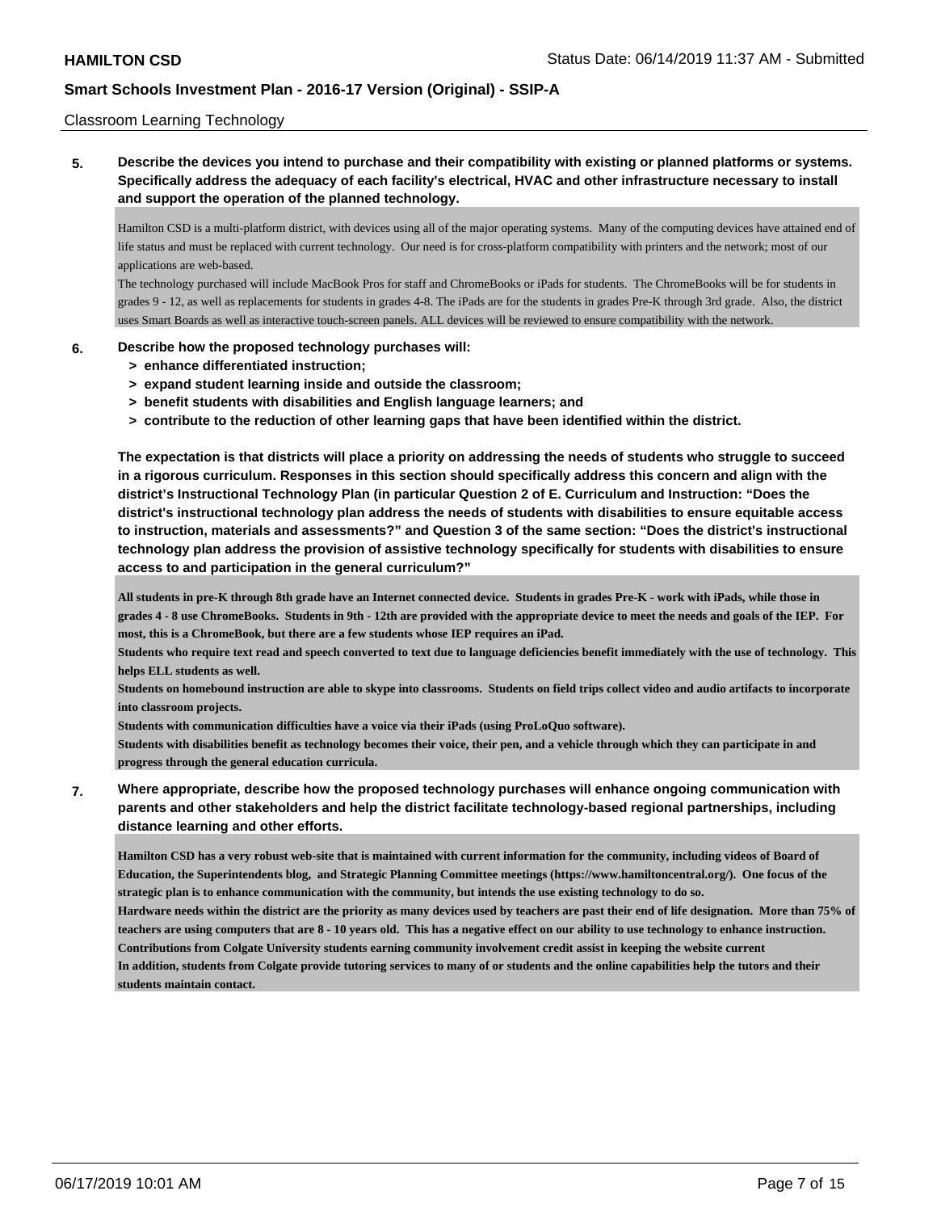Classroom Learning Technology

**5. Describe the devices you intend to purchase and their compatibility with existing or planned platforms or systems. Specifically address the adequacy of each facility's electrical, HVAC and other infrastructure necessary to install and support the operation of the planned technology.**

Hamilton CSD is a multi-platform district, with devices using all of the major operating systems. Many of the computing devices have attained end of life status and must be replaced with current technology. Our need is for cross-platform compatibility with printers and the network; most of our applications are web-based.

The technology purchased will include MacBook Pros for staff and ChromeBooks or iPads for students. The ChromeBooks will be for students in grades 9 - 12, as well as replacements for students in grades 4-8. The iPads are for the students in grades Pre-K through 3rd grade. Also, the district uses Smart Boards as well as interactive touch-screen panels. ALL devices will be reviewed to ensure compatibility with the network.

**6. Describe how the proposed technology purchases will:**
- **> enhance differentiated instruction;**
- **> expand student learning inside and outside the classroom;**
- **> benefit students with disabilities and English language learners; and**
- **> contribute to the reduction of other learning gaps that have been identified within the district.**

**The expectation is that districts will place a priority on addressing the needs of students who struggle to succeed in a rigorous curriculum. Responses in this section should specifically address this concern and align with the district's Instructional Technology Plan (in particular Question 2 of E. Curriculum and Instruction: "Does the district's instructional technology plan address the needs of students with disabilities to ensure equitable access to instruction, materials and assessments?" and Question 3 of the same section: "Does the district's instructional technology plan address the provision of assistive technology specifically for students with disabilities to ensure access to and participation in the general curriculum?"**

**All students in pre-K through 8th grade have an Internet connected device. Students in grades Pre-K - work with iPads, while those in grades 4 - 8 use ChromeBooks. Students in 9th - 12th are provided with the appropriate device to meet the needs and goals of the IEP. For most, this is a ChromeBook, but there are a few students whose IEP requires an iPad.**

**Students who require text read and speech converted to text due to language deficiencies benefit immediately with the use of technology. This helps ELL students as well.**

**Students on homebound instruction are able to skype into classrooms. Students on field trips collect video and audio artifacts to incorporate into classroom projects.**

**Students with communication difficulties have a voice via their iPads (using ProLoQuo software).**

**Students with disabilities benefit as technology becomes their voice, their pen, and a vehicle through which they can participate in and progress through the general education curricula.**

**7. Where appropriate, describe how the proposed technology purchases will enhance ongoing communication with parents and other stakeholders and help the district facilitate technology-based regional partnerships, including distance learning and other efforts.**

**Hamilton CSD has a very robust web-site that is maintained with current information for the community, including videos of Board of Education, the Superintendents blog, and Strategic Planning Committee meetings (https://www.hamiltoncentral.org/). One focus of the strategic plan is to enhance communication with the community, but intends the use existing technology to do so.**

**Hardware needs within the district are the priority as many devices used by teachers are past their end of life designation. More than 75% of teachers are using computers that are 8 - 10 years old. This has a negative effect on our ability to use technology to enhance instruction.**

**Contributions from Colgate University students earning community involvement credit assist in keeping the website current**

**In addition, students from Colgate provide tutoring services to many of or students and the online capabilities help the tutors and their students maintain contact.**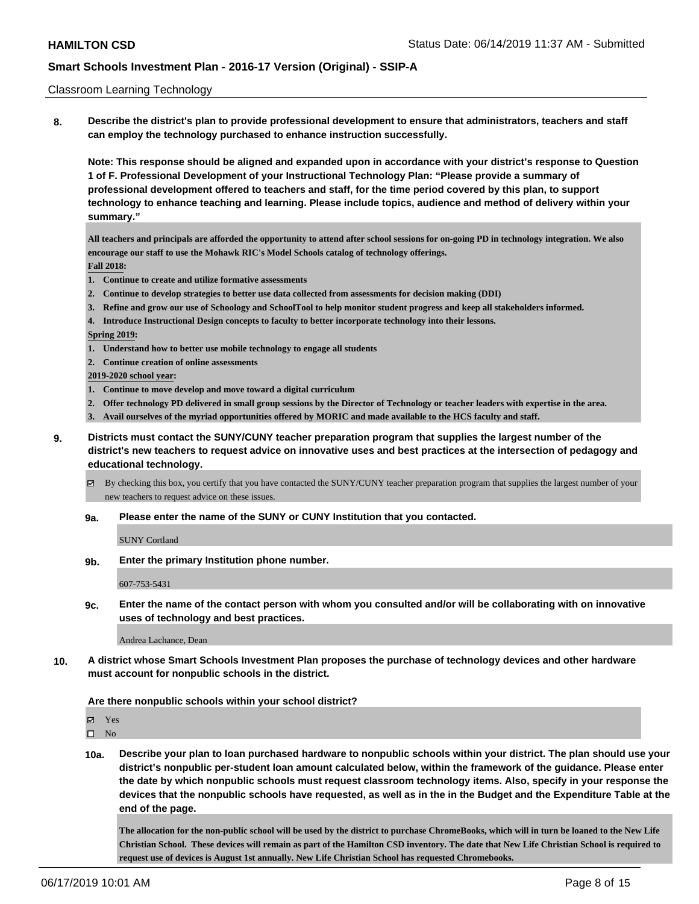Classroom Learning Technology

**8. Describe the district's plan to provide professional development to ensure that administrators, teachers and staff can employ the technology purchased to enhance instruction successfully.**

**Note: This response should be aligned and expanded upon in accordance with your district's response to Question 1 of F. Professional Development of your Instructional Technology Plan: "Please provide a summary of professional development offered to teachers and staff, for the time period covered by this plan, to support technology to enhance teaching and learning. Please include topics, audience and method of delivery within your summary."**

**All teachers and principals are afforded the opportunity to attend after school sessions for on-going PD in technology integration. We also encourage our staff to use the Mohawk RIC's Model Schools catalog of technology offerings.**

**Fall 2018:**

1. **Continue to create and utilize formative assessments**
2. **Continue to develop strategies to better use data collected from assessments for decision making (DDI)**
3. **Refine and grow our use of Schoology and SchoolTool to help monitor student progress and keep all stakeholders informed.**
4. **Introduce Instructional Design concepts to faculty to better incorporate technology into their lessons.**

**Spring 2019:**

1. **Understand how to better use mobile technology to engage all students**
2. **Continue creation of online assessments**

**2019-2020 school year:**

1. **Continue to move develop and move toward a digital curriculum**
2. **Offer technology PD delivered in small group sessions by the Director of Technology or teacher leaders with expertise in the area.**
3. **Avail ourselves of the myriad opportunities offered by MORIC and made available to the HCS faculty and staff.**

**9. Districts must contact the SUNY/CUNY teacher preparation program that supplies the largest number of the district's new teachers to request advice on innovative uses and best practices at the intersection of pedagogy and educational technology.**

☑ By checking this box, you certify that you have contacted the SUNY/CUNY teacher preparation program that supplies the largest number of your new teachers to request advice on these issues.

**9a. Please enter the name of the SUNY or CUNY Institution that you contacted.**

SUNY Cortland

**9b. Enter the primary Institution phone number.**

607-753-5431

**9c. Enter the name of the contact person with whom you consulted and/or will be collaborating with on innovative uses of technology and best practices.**

Andrea Lachance, Dean

**10. A district whose Smart Schools Investment Plan proposes the purchase of technology devices and other hardware must account for nonpublic schools in the district.**

**Are there nonpublic schools within your school district?**

☑ Yes

☐ No

**10a. Describe your plan to loan purchased hardware to nonpublic schools within your district. The plan should use your district's nonpublic per-student loan amount calculated below, within the framework of the guidance. Please enter the date by which nonpublic schools must request classroom technology items. Also, specify in your response the devices that the nonpublic schools have requested, as well as in the in the Budget and the Expenditure Table at the end of the page.**

**The allocation for the non-public school will be used by the district to purchase ChromeBooks, which will in turn be loaned to the New Life Christian School. These devices will remain as part of the Hamilton CSD inventory. The date that New Life Christian School is required to request use of devices is August 1st annually. New Life Christian School has requested Chromebooks.**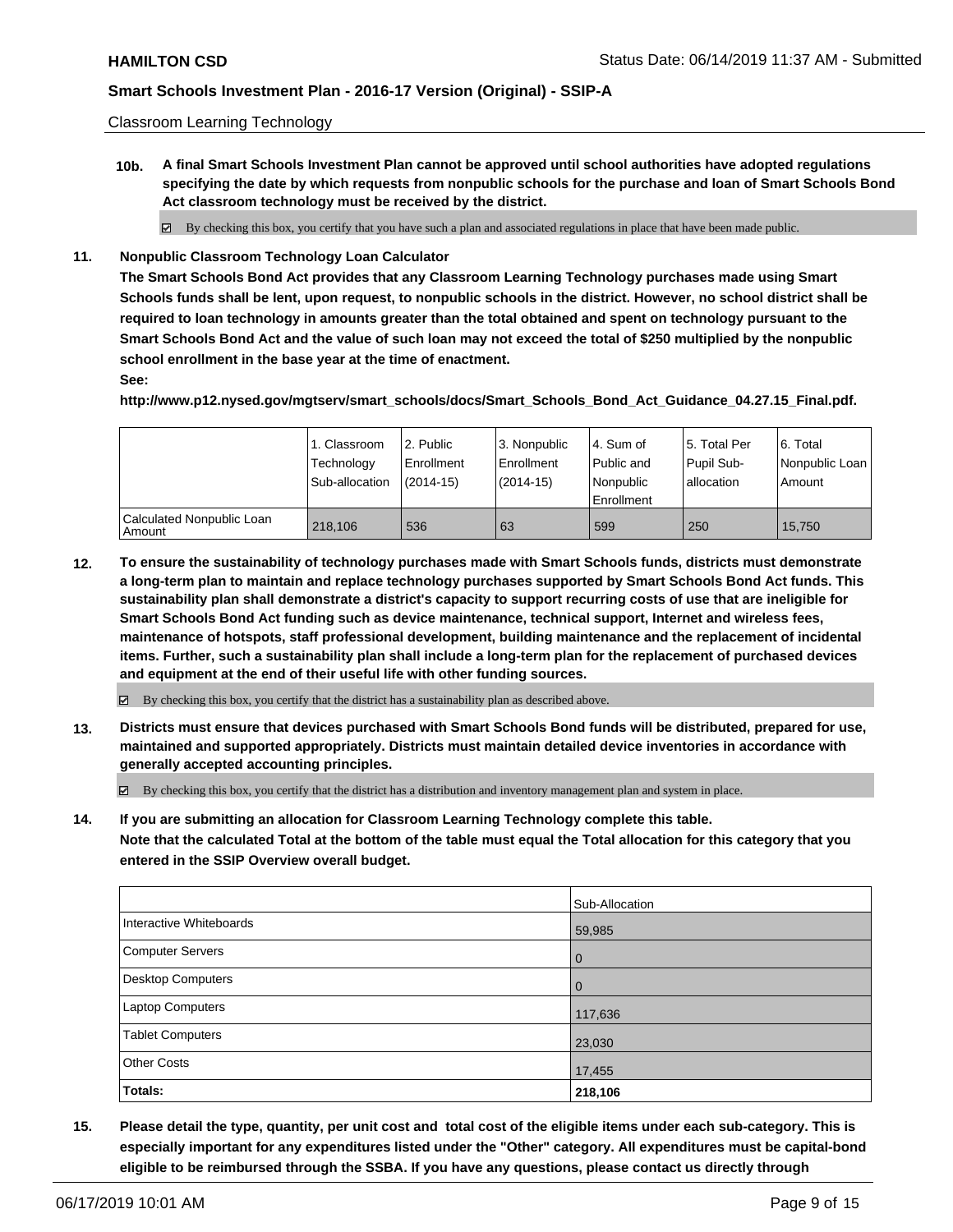Classroom Learning Technology

**10b. A final Smart Schools Investment Plan cannot be approved until school authorities have adopted regulations specifying the date by which requests from nonpublic schools for the purchase and loan of Smart Schools Bond Act classroom technology must be received by the district.**

☑ By checking this box, you certify that you have such a plan and associated regulations in place that have been made public.

**11. Nonpublic Classroom Technology Loan Calculator**

**The Smart Schools Bond Act provides that any Classroom Learning Technology purchases made using Smart Schools funds shall be lent, upon request, to nonpublic schools in the district. However, no school district shall be required to loan technology in amounts greater than the total obtained and spent on technology pursuant to the Smart Schools Bond Act and the value of such loan may not exceed the total of $250 multiplied by the nonpublic school enrollment in the base year at the time of enactment.**

**See:**

**http://www.p12.nysed.gov/mgtserv/smart_schools/docs/Smart_Schools_Bond_Act_Guidance_04.27.15_Final.pdf.**

| | 1. Classroom Technology Sub-allocation | 2. Public Enrollment (2014-15) | 3. Nonpublic Enrollment (2014-15) | 4. Sum of Public and Nonpublic Enrollment | 5. Total Per Pupil Sub-allocation | 6. Total Nonpublic Loan Amount |
|---|---|---|---|---|---|---|
| Calculated Nonpublic Loan Amount | 218,106 | 536 | 63 | 599 | 250 | 15,750 |

**12. To ensure the sustainability of technology purchases made with Smart Schools funds, districts must demonstrate a long-term plan to maintain and replace technology purchases supported by Smart Schools Bond Act funds. This sustainability plan shall demonstrate a district's capacity to support recurring costs of use that are ineligible for Smart Schools Bond Act funding such as device maintenance, technical support, Internet and wireless fees, maintenance of hotspots, staff professional development, building maintenance and the replacement of incidental items. Further, such a sustainability plan shall include a long-term plan for the replacement of purchased devices and equipment at the end of their useful life with other funding sources.**

☑ By checking this box, you certify that the district has a sustainability plan as described above.

**13. Districts must ensure that devices purchased with Smart Schools Bond funds will be distributed, prepared for use, maintained and supported appropriately. Districts must maintain detailed device inventories in accordance with generally accepted accounting principles.**

☑ By checking this box, you certify that the district has a distribution and inventory management plan and system in place.

**14. If you are submitting an allocation for Classroom Learning Technology complete this table. Note that the calculated Total at the bottom of the table must equal the Total allocation for this category that you entered in the SSIP Overview overall budget.**

| | Sub-Allocation |
|---|---|
| Interactive Whiteboards | 59,985 |
| Computer Servers | 0 |
| Desktop Computers | 0 |
| Laptop Computers | 117,636 |
| Tablet Computers | 23,030 |
| Other Costs | 17,455 |
| **Totals:** | **218,106** |

**15. Please detail the type, quantity, per unit cost and total cost of the eligible items under each sub-category. This is especially important for any expenditures listed under the "Other" category. All expenditures must be capital-bond eligible to be reimbursed through the SSBA. If you have any questions, please contact us directly through**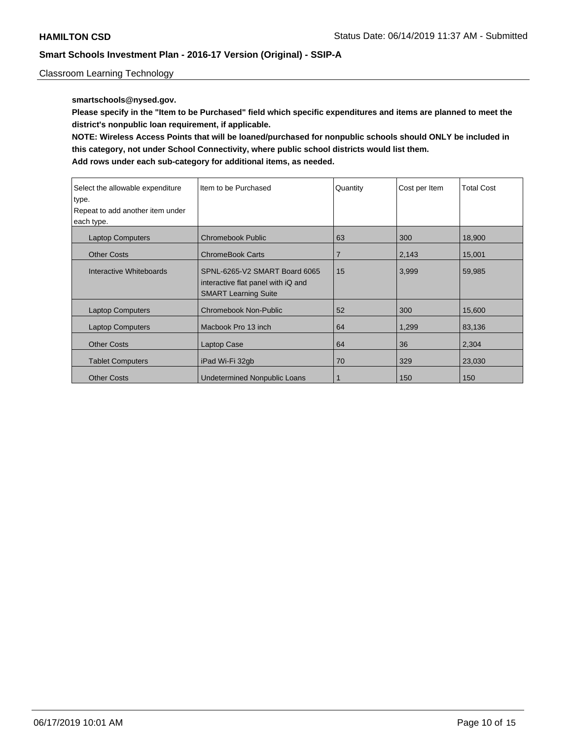smartschools@nysed.gov.

**Please specify in the "Item to be Purchased" field which specific expenditures and items are planned to meet the district's nonpublic loan requirement, if applicable.**

**NOTE: Wireless Access Points that will be loaned/purchased for nonpublic schools should ONLY be included in this category, not under School Connectivity, where public school districts would list them.**

**Add rows under each sub-category for additional items, as needed.**

| Select the allowable expenditure type. Repeat to add another item under each type. | Item to be Purchased | Quantity | Cost per Item | Total Cost |
|---|---|---|---|---|
| Laptop Computers | Chromebook Public | 63 | 300 | 18,900 |
| Other Costs | ChromeBook Carts | 7 | 2,143 | 15,001 |
| Interactive Whiteboards | SPNL-6265-V2 SMART Board 6065 interactive flat panel with iQ and SMART Learning Suite | 15 | 3,999 | 59,985 |
| Laptop Computers | Chromebook Non-Public | 52 | 300 | 15,600 |
| Laptop Computers | Macbook Pro 13 inch | 64 | 1,299 | 83,136 |
| Other Costs | Laptop Case | 64 | 36 | 2,304 |
| Tablet Computers | iPad Wi-Fi 32gb | 70 | 329 | 23,030 |
| Other Costs | Undetermined Nonpublic Loans | 1 | 150 | 150 |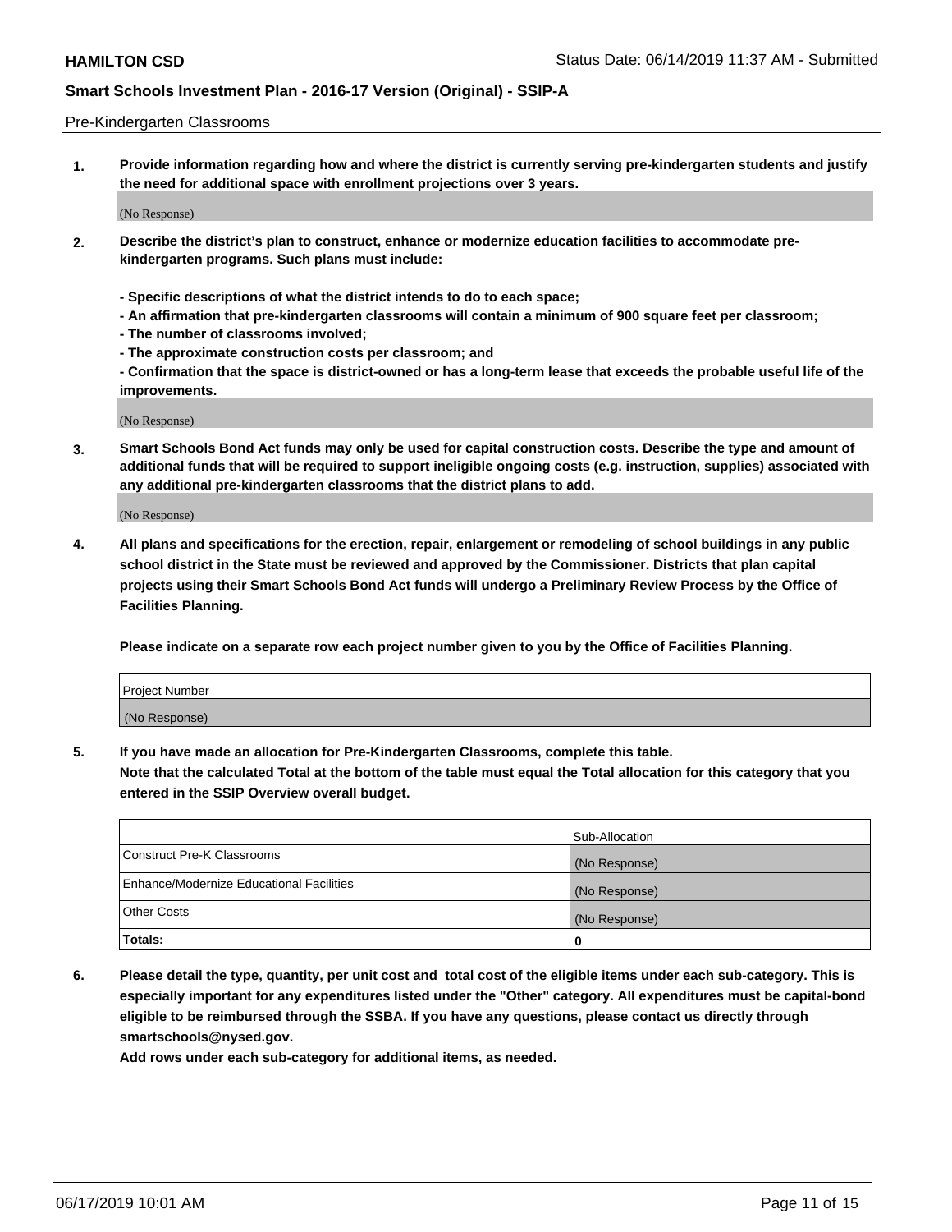Pre-Kindergarten Classrooms

**1. Provide information regarding how and where the district is currently serving pre-kindergarten students and justify the need for additional space with enrollment projections over 3 years.**

(No Response)

**2. Describe the district's plan to construct, enhance or modernize education facilities to accommodate pre-kindergarten programs. Such plans must include:**

**- Specific descriptions of what the district intends to do to each space;**
**- An affirmation that pre-kindergarten classrooms will contain a minimum of 900 square feet per classroom;**
**- The number of classrooms involved;**
**- The approximate construction costs per classroom; and**
**- Confirmation that the space is district-owned or has a long-term lease that exceeds the probable useful life of the improvements.**

(No Response)

**3. Smart Schools Bond Act funds may only be used for capital construction costs. Describe the type and amount of additional funds that will be required to support ineligible ongoing costs (e.g. instruction, supplies) associated with any additional pre-kindergarten classrooms that the district plans to add.**

(No Response)

**4. All plans and specifications for the erection, repair, enlargement or remodeling of school buildings in any public school district in the State must be reviewed and approved by the Commissioner. Districts that plan capital projects using their Smart Schools Bond Act funds will undergo a Preliminary Review Process by the Office of Facilities Planning.**

**Please indicate on a separate row each project number given to you by the Office of Facilities Planning.**

| Project Number |
|---|
| (No Response) |

**5. If you have made an allocation for Pre-Kindergarten Classrooms, complete this table.**
**Note that the calculated Total at the bottom of the table must equal the Total allocation for this category that you entered in the SSIP Overview overall budget.**

| | Sub-Allocation |
|---|---|
| Construct Pre-K Classrooms | (No Response) |
| Enhance/Modernize Educational Facilities | (No Response) |
| Other Costs | (No Response) |
| **Totals:** | **0** |

**6. Please detail the type, quantity, per unit cost and total cost of the eligible items under each sub-category. This is especially important for any expenditures listed under the "Other" category. All expenditures must be capital-bond eligible to be reimbursed through the SSBA. If you have any questions, please contact us directly through smartschools@nysed.gov.**
**Add rows under each sub-category for additional items, as needed.**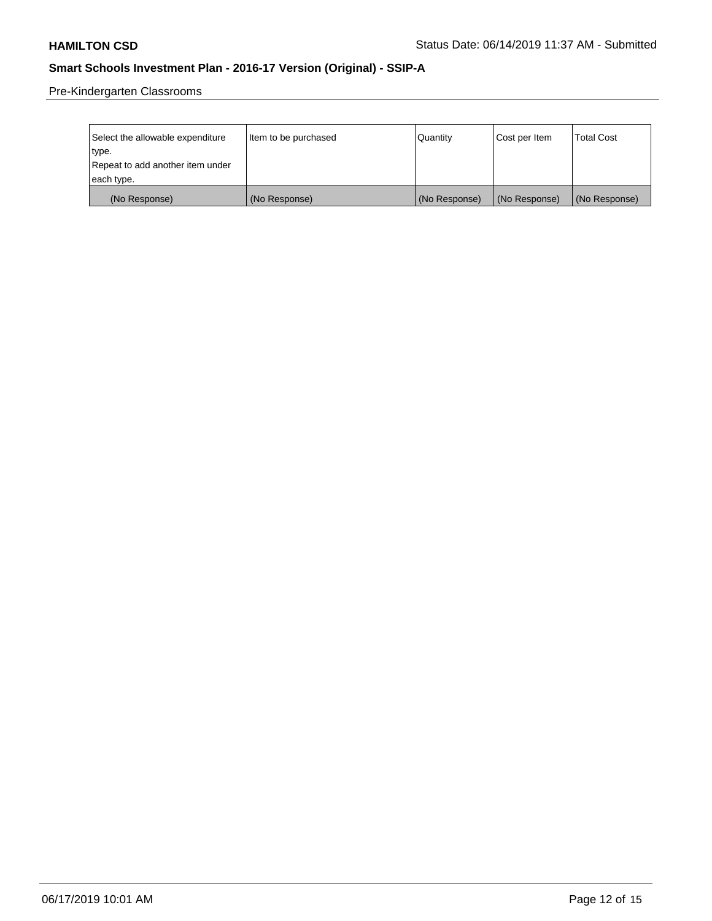Pre-Kindergarten Classrooms

| Select the allowable expenditure type. Repeat to add another item under each type. | Item to be purchased | Quantity | Cost per Item | Total Cost |
|---|---|---|---|---|
| (No Response) | (No Response) | (No Response) | (No Response) | (No Response) |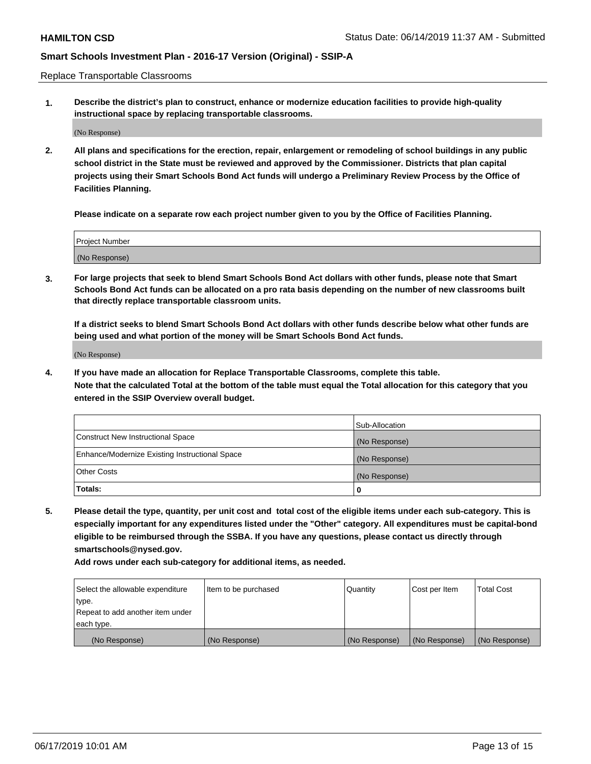Replace Transportable Classrooms

**1. Describe the district's plan to construct, enhance or modernize education facilities to provide high-quality instructional space by replacing transportable classrooms.**

(No Response)

**2. All plans and specifications for the erection, repair, enlargement or remodeling of school buildings in any public school district in the State must be reviewed and approved by the Commissioner. Districts that plan capital projects using their Smart Schools Bond Act funds will undergo a Preliminary Review Process by the Office of Facilities Planning.**

**Please indicate on a separate row each project number given to you by the Office of Facilities Planning.**

| Project Number |
|---|
| (No Response) |

**3. For large projects that seek to blend Smart Schools Bond Act dollars with other funds, please note that Smart Schools Bond Act funds can be allocated on a pro rata basis depending on the number of new classrooms built that directly replace transportable classroom units.**

**If a district seeks to blend Smart Schools Bond Act dollars with other funds describe below what other funds are being used and what portion of the money will be Smart Schools Bond Act funds.**

(No Response)

**4. If you have made an allocation for Replace Transportable Classrooms, complete this table. Note that the calculated Total at the bottom of the table must equal the Total allocation for this category that you entered in the SSIP Overview overall budget.**

| | Sub-Allocation |
|---|---|
| Construct New Instructional Space | (No Response) |
| Enhance/Modernize Existing Instructional Space | (No Response) |
| Other Costs | (No Response) |
| **Totals:** | **0** |

**5. Please detail the type, quantity, per unit cost and total cost of the eligible items under each sub-category. This is especially important for any expenditures listed under the "Other" category. All expenditures must be capital-bond eligible to be reimbursed through the SSBA. If you have any questions, please contact us directly through smartschools@nysed.gov.**

**Add rows under each sub-category for additional items, as needed.**

| Select the allowable expenditure type. Repeat to add another item under each type. | Item to be purchased | Quantity | Cost per Item | Total Cost |
|---|---|---|---|---|
| (No Response) | (No Response) | (No Response) | (No Response) | (No Response) |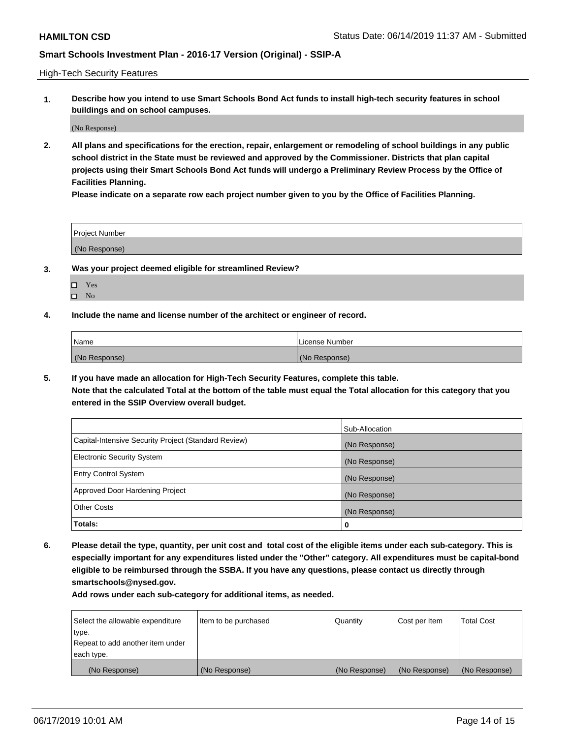High-Tech Security Features

**1. Describe how you intend to use Smart Schools Bond Act funds to install high-tech security features in school buildings and on school campuses.**

(No Response)

**2. All plans and specifications for the erection, repair, enlargement or remodeling of school buildings in any public school district in the State must be reviewed and approved by the Commissioner. Districts that plan capital projects using their Smart Schools Bond Act funds will undergo a Preliminary Review Process by the Office of Facilities Planning.**

**Please indicate on a separate row each project number given to you by the Office of Facilities Planning.**

| Project Number |
|---|
| (No Response) |

**3. Was your project deemed eligible for streamlined Review?**

- ☐ Yes
- ☐ No

**4. Include the name and license number of the architect or engineer of record.**

| Name | License Number |
|---|---|
| (No Response) | (No Response) |

**5. If you have made an allocation for High-Tech Security Features, complete this table.**
**Note that the calculated Total at the bottom of the table must equal the Total allocation for this category that you entered in the SSIP Overview overall budget.**

| | Sub-Allocation |
|---|---|
| Capital-Intensive Security Project (Standard Review) | (No Response) |
| Electronic Security System | (No Response) |
| Entry Control System | (No Response) |
| Approved Door Hardening Project | (No Response) |
| Other Costs | (No Response) |
| **Totals:** | **0** |

**6. Please detail the type, quantity, per unit cost and total cost of the eligible items under each sub-category. This is especially important for any expenditures listed under the "Other" category. All expenditures must be capital-bond eligible to be reimbursed through the SSBA. If you have any questions, please contact us directly through smartschools@nysed.gov.**

**Add rows under each sub-category for additional items, as needed.**

| Select the allowable expenditure type. Repeat to add another item under each type. | Item to be purchased | Quantity | Cost per Item | Total Cost |
|---|---|---|---|---|
| (No Response) | (No Response) | (No Response) | (No Response) | (No Response) |